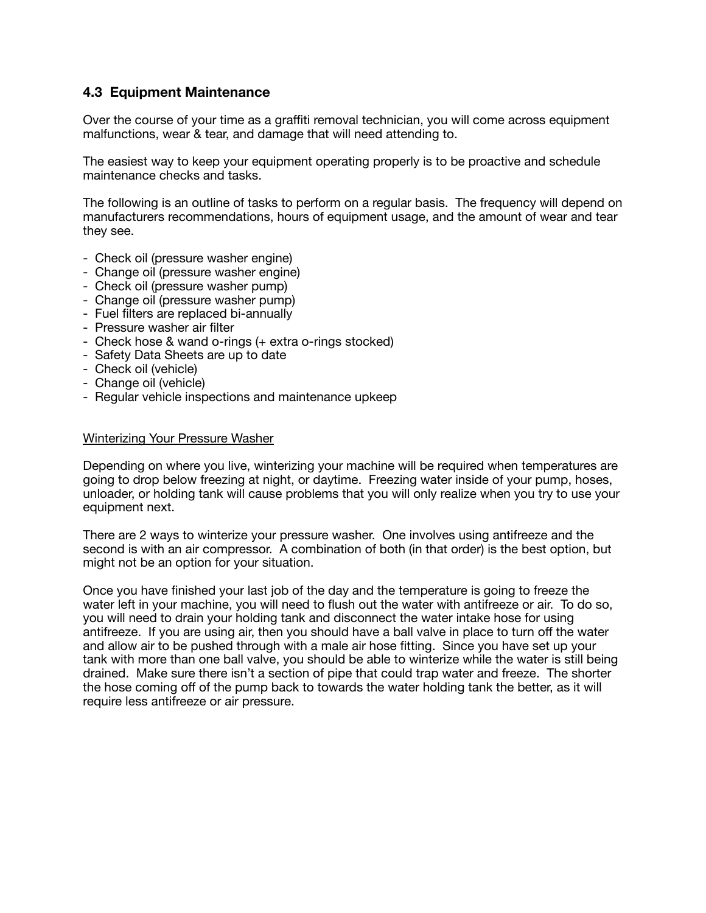## 4.3 Equipment Maintenance

Over the course of your time as a graffiti removal technician, you will come across equipment malfunctions, wear & tear, and damage that will need attending to.

The easiest way to keep your equipment operating properly is to be proactive and schedule maintenance checks and tasks.

The following is an outline of tasks to perform on a regular basis. The frequency will depend on manufacturers recommendations, hours of equipment usage, and the amount of wear and tear they see.

- Check oil (pressure washer engine)
- Change oil (pressure washer engine)
- Check oil (pressure washer pump)
- Change oil (pressure washer pump)
- Fuel filters are replaced bi-annually
- Pressure washer air filter
- Check hose & wand o-rings (+ extra o-rings stocked)
- Safety Data Sheets are up to date
- Check oil (vehicle)
- Change oil (vehicle)
- Regular vehicle inspections and maintenance upkeep

<u>Winterizing Your Pressure Washer</u>

Depending on where you live, winterizing your machine will be required when temperatures are going to drop below freezing at night, or daytime. Freezing water inside of your pump, hoses, unloader, or holding tank will cause problems that you will only realize when you try to use your equipment next.

There are 2 ways to winterize your pressure washer. One involves using antifreeze and the second is with an air compressor. A combination of both (in that order) is the best option, but might not be an option for your situation.

Once you have finished your last job of the day and the temperature is going to freeze the water left in your machine, you will need to flush out the water with antifreeze or air. To do so, you will need to drain your holding tank and disconnect the water intake hose for using antifreeze. If you are using air, then you should have a ball valve in place to turn off the water and allow air to be pushed through with a male air hose fitting. Since you have set up your tank with more than one ball valve, you should be able to winterize while the water is still being drained. Make sure there isn't a section of pipe that could trap water and freeze. The shorter the hose coming off of the pump back to towards the water holding tank the better, as it will require less antifreeze or air pressure.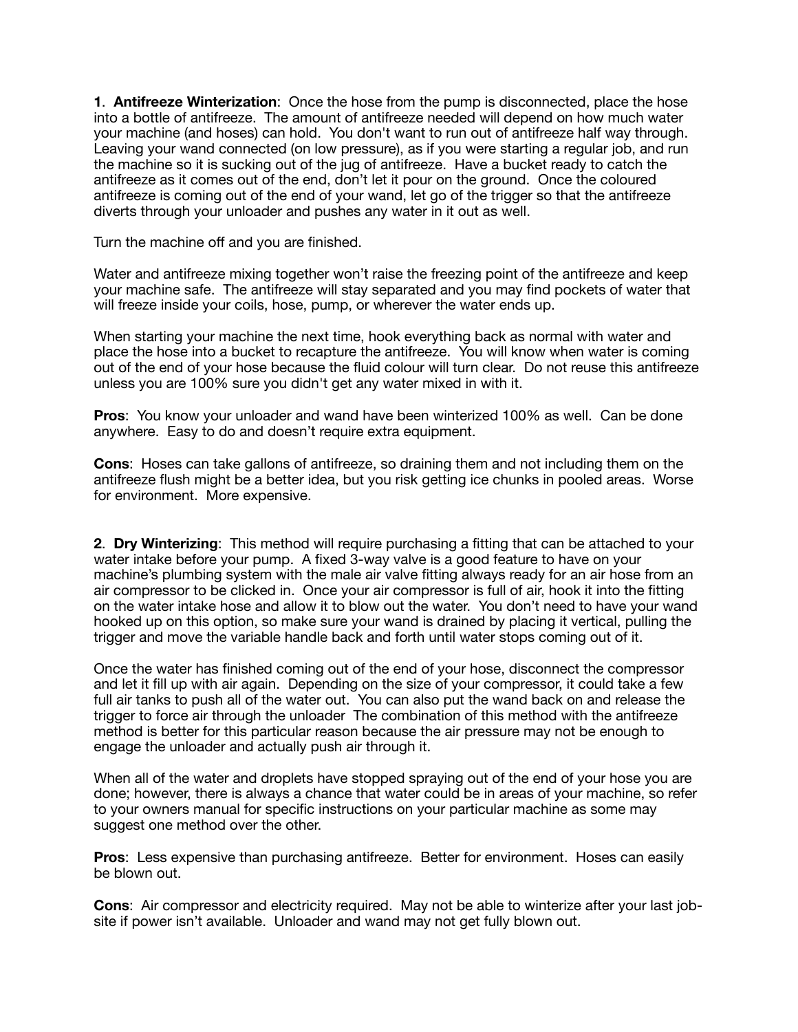**1**. **Antifreeze Winterization**: Once the hose from the pump is disconnected, place the hose into a bottle of antifreeze. The amount of antifreeze needed will depend on how much water your machine (and hoses) can hold. You don't want to run out of antifreeze half way through. Leaving your wand connected (on low pressure), as if you were starting a regular job, and run the machine so it is sucking out of the jug of antifreeze. Have a bucket ready to catch the antifreeze as it comes out of the end, don't let it pour on the ground. Once the coloured antifreeze is coming out of the end of your wand, let go of the trigger so that the antifreeze diverts through your unloader and pushes any water in it out as well.

Turn the machine off and you are finished.

Water and antifreeze mixing together won't raise the freezing point of the antifreeze and keep your machine safe. The antifreeze will stay separated and you may find pockets of water that will freeze inside your coils, hose, pump, or wherever the water ends up.

When starting your machine the next time, hook everything back as normal with water and place the hose into a bucket to recapture the antifreeze. You will know when water is coming out of the end of your hose because the fluid colour will turn clear. Do not reuse this antifreeze unless you are 100% sure you didn't get any water mixed in with it.

**Pros**: You know your unloader and wand have been winterized 100% as well. Can be done anywhere. Easy to do and doesn't require extra equipment.

**Cons**: Hoses can take gallons of antifreeze, so draining them and not including them on the antifreeze flush might be a better idea, but you risk getting ice chunks in pooled areas. Worse for environment. More expensive.

**2**. **Dry Winterizing**: This method will require purchasing a fitting that can be attached to your water intake before your pump. A fixed 3-way valve is a good feature to have on your machine's plumbing system with the male air valve fitting always ready for an air hose from an air compressor to be clicked in. Once your air compressor is full of air, hook it into the fitting on the water intake hose and allow it to blow out the water. You don't need to have your wand hooked up on this option, so make sure your wand is drained by placing it vertical, pulling the trigger and move the variable handle back and forth until water stops coming out of it.

Once the water has finished coming out of the end of your hose, disconnect the compressor and let it fill up with air again. Depending on the size of your compressor, it could take a few full air tanks to push all of the water out. You can also put the wand back on and release the trigger to force air through the unloader The combination of this method with the antifreeze method is better for this particular reason because the air pressure may not be enough to engage the unloader and actually push air through it.

When all of the water and droplets have stopped spraying out of the end of your hose you are done; however, there is always a chance that water could be in areas of your machine, so refer to your owners manual for specific instructions on your particular machine as some may suggest one method over the other.

**Pros**: Less expensive than purchasing antifreeze. Better for environment. Hoses can easily be blown out.

**Cons**: Air compressor and electricity required. May not be able to winterize after your last job-site if power isn't available. Unloader and wand may not get fully blown out.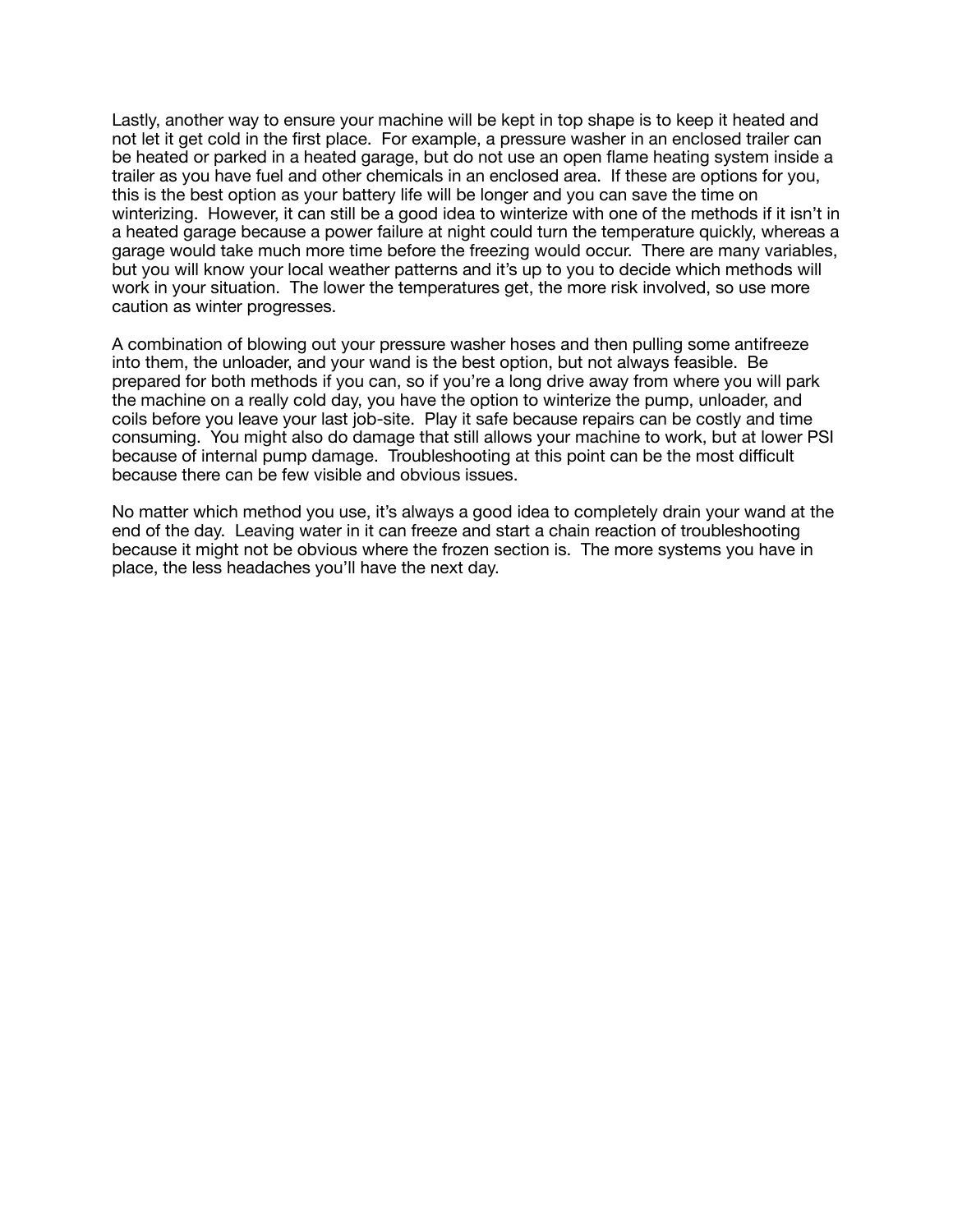Lastly, another way to ensure your machine will be kept in top shape is to keep it heated and not let it get cold in the first place. For example, a pressure washer in an enclosed trailer can be heated or parked in a heated garage, but do not use an open flame heating system inside a trailer as you have fuel and other chemicals in an enclosed area. If these are options for you, this is the best option as your battery life will be longer and you can save the time on winterizing. However, it can still be a good idea to winterize with one of the methods if it isn't in a heated garage because a power failure at night could turn the temperature quickly, whereas a garage would take much more time before the freezing would occur. There are many variables, but you will know your local weather patterns and it's up to you to decide which methods will work in your situation. The lower the temperatures get, the more risk involved, so use more caution as winter progresses.

A combination of blowing out your pressure washer hoses and then pulling some antifreeze into them, the unloader, and your wand is the best option, but not always feasible. Be prepared for both methods if you can, so if you're a long drive away from where you will park the machine on a really cold day, you have the option to winterize the pump, unloader, and coils before you leave your last job-site. Play it safe because repairs can be costly and time consuming. You might also do damage that still allows your machine to work, but at lower PSI because of internal pump damage. Troubleshooting at this point can be the most difficult because there can be few visible and obvious issues.

No matter which method you use, it's always a good idea to completely drain your wand at the end of the day. Leaving water in it can freeze and start a chain reaction of troubleshooting because it might not be obvious where the frozen section is. The more systems you have in place, the less headaches you'll have the next day.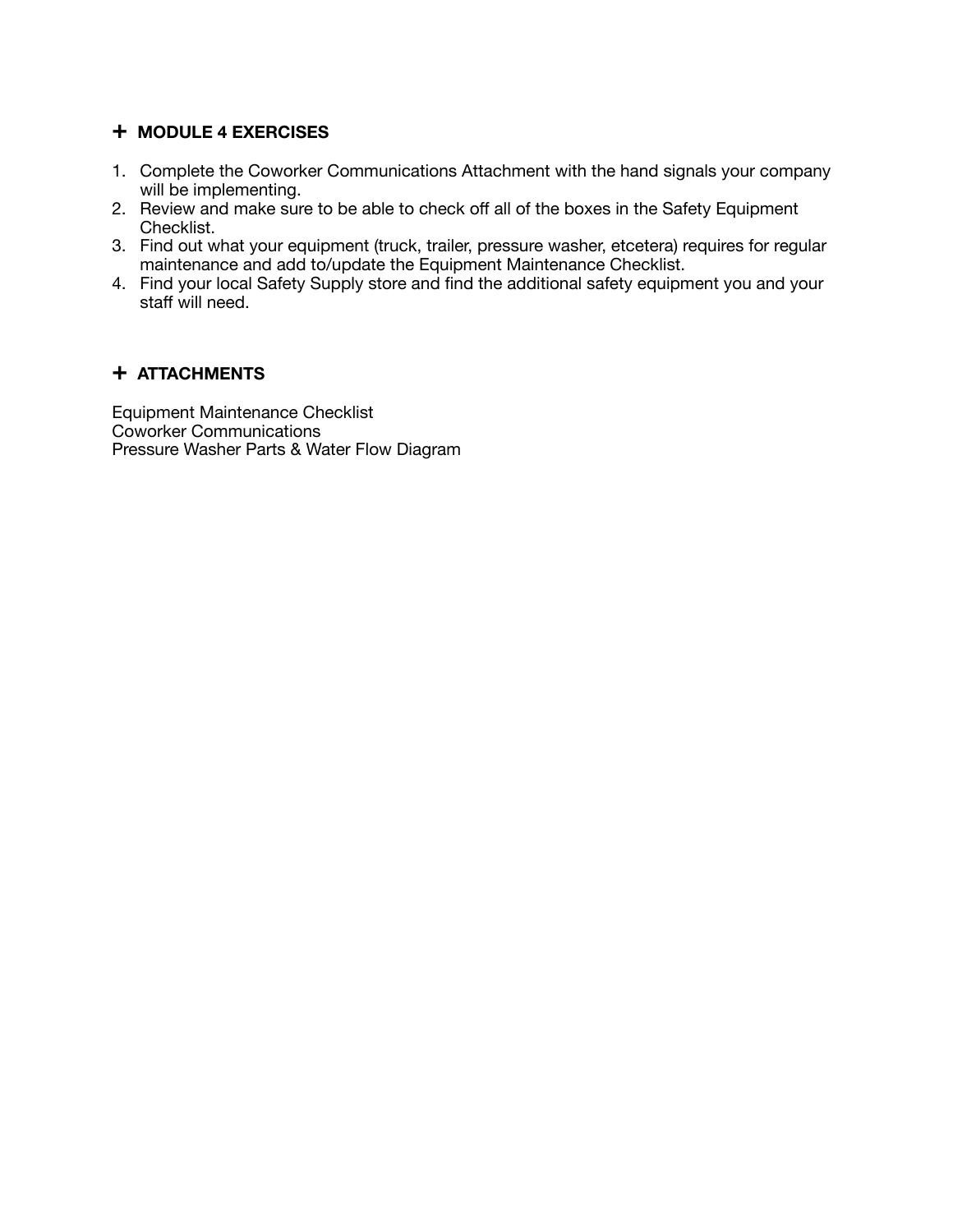## + MODULE 4 EXERCISES

1. Complete the Coworker Communications Attachment with the hand signals your company will be implementing.
2. Review and make sure to be able to check off all of the boxes in the Safety Equipment Checklist.
3. Find out what your equipment (truck, trailer, pressure washer, etcetera) requires for regular maintenance and add to/update the Equipment Maintenance Checklist.
4. Find your local Safety Supply store and find the additional safety equipment you and your staff will need.

## + ATTACHMENTS

Equipment Maintenance Checklist
Coworker Communications
Pressure Washer Parts & Water Flow Diagram